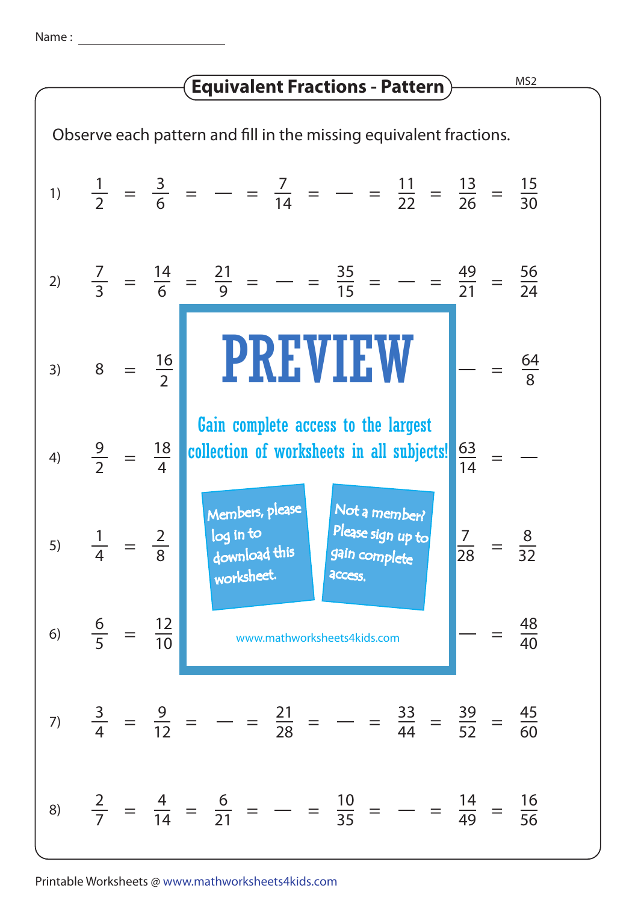Name : ____________________

# Equivalent Fractions - Pattern

Observe each pattern and fill in the missing equivalent fractions.

1) $\frac{1}{2} = \frac{3}{6} = \text{—} = \frac{7}{14} = \text{—} = \frac{11}{22} = \frac{13}{26} = \frac{15}{30}$

2) $\frac{7}{3} = \frac{14}{6} = \frac{21}{9} = \text{—} = \frac{35}{15} = \text{—} = \frac{49}{21} = \frac{56}{24}$

3) $8 = \frac{16}{2}$ ... $= \text{—} = \frac{64}{8}$

4) $\frac{9}{2} = \frac{18}{4}$ ... $\frac{63}{14} = \text{—}$

5) $\frac{1}{4} = \frac{2}{8}$ ... $\frac{7}{28} = \frac{8}{32}$

6) $\frac{6}{5} = \frac{12}{10}$ ... $= \text{—} = \frac{48}{40}$

7) $\frac{3}{4} = \frac{9}{12} = \text{—} = \frac{21}{28} = \text{—} = \frac{33}{44} = \frac{39}{52} = \frac{45}{60}$

8) $\frac{2}{7} = \frac{4}{14} = \frac{6}{21} = \text{—} = \frac{10}{35} = \text{—} = \frac{14}{49} = \frac{16}{56}$

PREVIEW

Gain complete access to the largest collection of worksheets in all subjects!

Members, please log in to download this worksheet.

Not a member? Please sign up to gain complete access.

www.mathworksheets4kids.com

Printable Worksheets @ www.mathworksheets4kids.com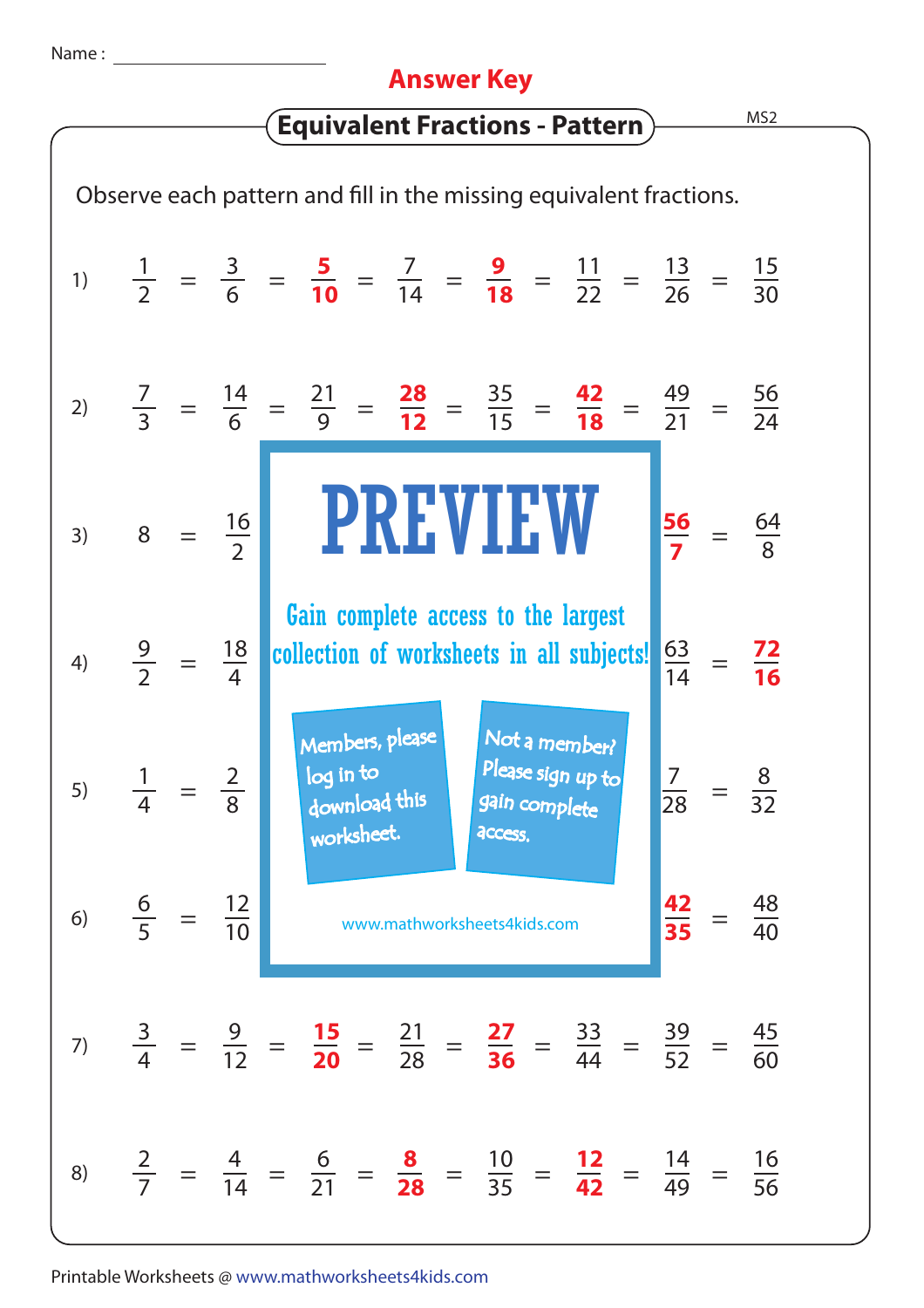Name : ____________________

**Answer Key**

## Equivalent Fractions - Pattern

MS2

Observe each pattern and fill in the missing equivalent fractions.

1) $\frac{1}{2} = \frac{3}{6} = \frac{5}{10} = \frac{7}{14} = \frac{9}{18} = \frac{11}{22} = \frac{13}{26} = \frac{15}{30}$

2) $\frac{7}{3} = \frac{14}{6} = \frac{21}{9} = \frac{28}{12} = \frac{35}{15} = \frac{42}{18} = \frac{49}{21} = \frac{56}{24}$

3) $8 = \frac{16}{2}$ ... $\frac{56}{7} = \frac{64}{8}$

4) $\frac{9}{2} = \frac{18}{4}$ ... $\frac{63}{14} = \frac{72}{16}$

5) $\frac{1}{4} = \frac{2}{8}$ ... $\frac{7}{28} = \frac{8}{32}$

6) $\frac{6}{5} = \frac{12}{10}$ ... $\frac{42}{35} = \frac{48}{40}$

7) $\frac{3}{4} = \frac{9}{12} = \frac{15}{20} = \frac{21}{28} = \frac{27}{36} = \frac{33}{44} = \frac{39}{52} = \frac{45}{60}$

8) $\frac{2}{7} = \frac{4}{14} = \frac{6}{21} = \frac{8}{28} = \frac{10}{35} = \frac{12}{42} = \frac{14}{49} = \frac{16}{56}$

**PREVIEW**

Gain complete access to the largest collection of worksheets in all subjects!

Members, please log in to download this worksheet.

Not a member? Please sign up to gain complete access.

www.mathworksheets4kids.com

Printable Worksheets @ www.mathworksheets4kids.com